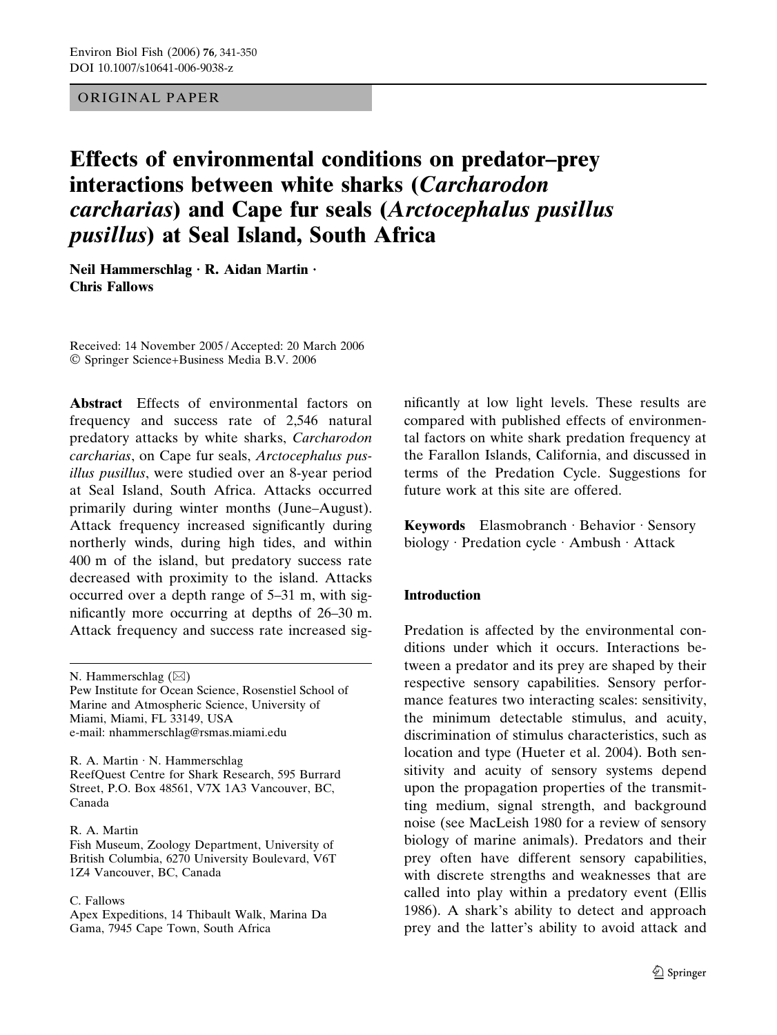ORIGINAL PAPER

# Effects of environmental conditions on predator–prey interactions between white sharks (*Carcharodon carcharias*) and Cape fur seals (*Arctocephalus pusillus pusillus*) at Seal Island, South Africa

**Neil Hammerschlag · R. Aidan Martin · Chris Fallows**

Received: 14 November 2005 / Accepted: 20 March 2006
© Springer Science+Business Media B.V. 2006

**Abstract** Effects of environmental factors on frequency and success rate of 2,546 natural predatory attacks by white sharks, *Carcharodon carcharias*, on Cape fur seals, *Arctocephalus pusillus pusillus*, were studied over an 8-year period at Seal Island, South Africa. Attacks occurred primarily during winter months (June–August). Attack frequency increased significantly during northerly winds, during high tides, and within 400 m of the island, but predatory success rate decreased with proximity to the island. Attacks occurred over a depth range of 5–31 m, with significantly more occurring at depths of 26–30 m. Attack frequency and success rate increased significantly at low light levels. These results are compared with published effects of environmental factors on white shark predation frequency at the Farallon Islands, California, and discussed in terms of the Predation Cycle. Suggestions for future work at this site are offered.

**Keywords** Elasmobranch · Behavior · Sensory biology · Predation cycle · Ambush · Attack

N. Hammerschlag (✉)
Pew Institute for Ocean Science, Rosenstiel School of Marine and Atmospheric Science, University of Miami, Miami, FL 33149, USA
e-mail: nhammerschlag@rsmas.miami.edu

R. A. Martin · N. Hammerschlag
ReefQuest Centre for Shark Research, 595 Burrard Street, P.O. Box 48561, V7X 1A3 Vancouver, BC, Canada

R. A. Martin
Fish Museum, Zoology Department, University of British Columbia, 6270 University Boulevard, V6T 1Z4 Vancouver, BC, Canada

C. Fallows
Apex Expeditions, 14 Thibault Walk, Marina Da Gama, 7945 Cape Town, South Africa

## Introduction

Predation is affected by the environmental conditions under which it occurs. Interactions between a predator and its prey are shaped by their respective sensory capabilities. Sensory performance features two interacting scales: sensitivity, the minimum detectable stimulus, and acuity, discrimination of stimulus characteristics, such as location and type (Hueter et al. 2004). Both sensitivity and acuity of sensory systems depend upon the propagation properties of the transmitting medium, signal strength, and background noise (see MacLeish 1980 for a review of sensory biology of marine animals). Predators and their prey often have different sensory capabilities, with discrete strengths and weaknesses that are called into play within a predatory event (Ellis 1986). A shark's ability to detect and approach prey and the latter's ability to avoid attack and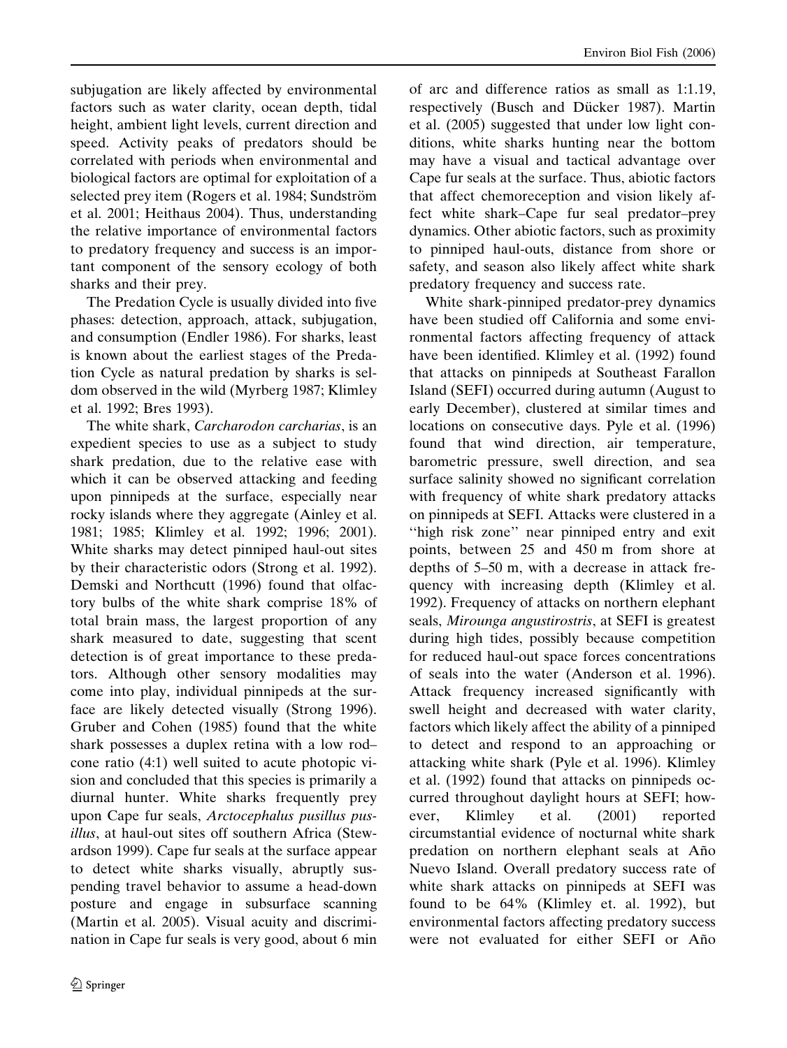subjugation are likely affected by environmental factors such as water clarity, ocean depth, tidal height, ambient light levels, current direction and speed. Activity peaks of predators should be correlated with periods when environmental and biological factors are optimal for exploitation of a selected prey item (Rogers et al. 1984; Sundström et al. 2001; Heithaus 2004). Thus, understanding the relative importance of environmental factors to predatory frequency and success is an important component of the sensory ecology of both sharks and their prey.

The Predation Cycle is usually divided into five phases: detection, approach, attack, subjugation, and consumption (Endler 1986). For sharks, least is known about the earliest stages of the Predation Cycle as natural predation by sharks is seldom observed in the wild (Myrberg 1987; Klimley et al. 1992; Bres 1993).

The white shark, *Carcharodon carcharias*, is an expedient species to use as a subject to study shark predation, due to the relative ease with which it can be observed attacking and feeding upon pinnipeds at the surface, especially near rocky islands where they aggregate (Ainley et al. 1981; 1985; Klimley et al. 1992; 1996; 2001). White sharks may detect pinniped haul-out sites by their characteristic odors (Strong et al. 1992). Demski and Northcutt (1996) found that olfactory bulbs of the white shark comprise 18% of total brain mass, the largest proportion of any shark measured to date, suggesting that scent detection is of great importance to these predators. Although other sensory modalities may come into play, individual pinnipeds at the surface are likely detected visually (Strong 1996). Gruber and Cohen (1985) found that the white shark possesses a duplex retina with a low rod–cone ratio (4:1) well suited to acute photopic vision and concluded that this species is primarily a diurnal hunter. White sharks frequently prey upon Cape fur seals, *Arctocephalus pusillus pusillus*, at haul-out sites off southern Africa (Stewardson 1999). Cape fur seals at the surface appear to detect white sharks visually, abruptly suspending travel behavior to assume a head-down posture and engage in subsurface scanning (Martin et al. 2005). Visual acuity and discrimination in Cape fur seals is very good, about 6 min of arc and difference ratios as small as 1:1.19, respectively (Busch and Dücker 1987). Martin et al. (2005) suggested that under low light conditions, white sharks hunting near the bottom may have a visual and tactical advantage over Cape fur seals at the surface. Thus, abiotic factors that affect chemoreception and vision likely affect white shark–Cape fur seal predator–prey dynamics. Other abiotic factors, such as proximity to pinniped haul-outs, distance from shore or safety, and season also likely affect white shark predatory frequency and success rate.

White shark-pinniped predator-prey dynamics have been studied off California and some environmental factors affecting frequency of attack have been identified. Klimley et al. (1992) found that attacks on pinnipeds at Southeast Farallon Island (SEFI) occurred during autumn (August to early December), clustered at similar times and locations on consecutive days. Pyle et al. (1996) found that wind direction, air temperature, barometric pressure, swell direction, and sea surface salinity showed no significant correlation with frequency of white shark predatory attacks on pinnipeds at SEFI. Attacks were clustered in a "high risk zone" near pinniped entry and exit points, between 25 and 450 m from shore at depths of 5–50 m, with a decrease in attack frequency with increasing depth (Klimley et al. 1992). Frequency of attacks on northern elephant seals, *Mirounga angustirostris*, at SEFI is greatest during high tides, possibly because competition for reduced haul-out space forces concentrations of seals into the water (Anderson et al. 1996). Attack frequency increased significantly with swell height and decreased with water clarity, factors which likely affect the ability of a pinniped to detect and respond to an approaching or attacking white shark (Pyle et al. 1996). Klimley et al. (1992) found that attacks on pinnipeds occurred throughout daylight hours at SEFI; however, Klimley et al. (2001) reported circumstantial evidence of nocturnal white shark predation on northern elephant seals at Año Nuevo Island. Overall predatory success rate of white shark attacks on pinnipeds at SEFI was found to be 64% (Klimley et. al. 1992), but environmental factors affecting predatory success were not evaluated for either SEFI or Año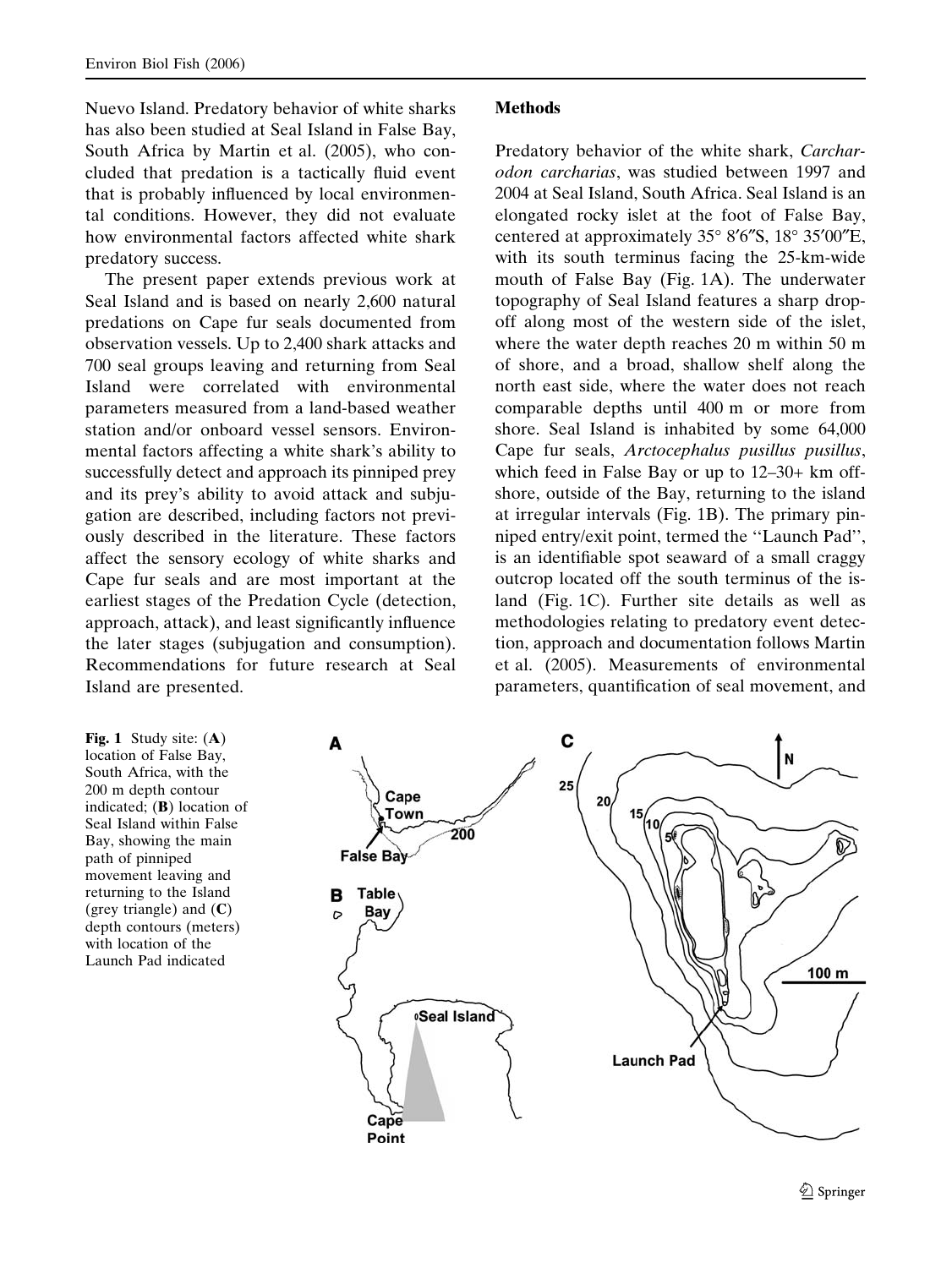Nuevo Island. Predatory behavior of white sharks has also been studied at Seal Island in False Bay, South Africa by Martin et al. (2005), who concluded that predation is a tactically fluid event that is probably influenced by local environmental conditions. However, they did not evaluate how environmental factors affected white shark predatory success.

The present paper extends previous work at Seal Island and is based on nearly 2,600 natural predations on Cape fur seals documented from observation vessels. Up to 2,400 shark attacks and 700 seal groups leaving and returning from Seal Island were correlated with environmental parameters measured from a land-based weather station and/or onboard vessel sensors. Environmental factors affecting a white shark's ability to successfully detect and approach its pinniped prey and its prey's ability to avoid attack and subjugation are described, including factors not previously described in the literature. These factors affect the sensory ecology of white sharks and Cape fur seals and are most important at the earliest stages of the Predation Cycle (detection, approach, attack), and least significantly influence the later stages (subjugation and consumption). Recommendations for future research at Seal Island are presented.

## Methods

Predatory behavior of the white shark, *Carcharodon carcharias*, was studied between 1997 and 2004 at Seal Island, South Africa. Seal Island is an elongated rocky islet at the foot of False Bay, centered at approximately 35° 8′6″S, 18° 35′00″E, with its south terminus facing the 25-km-wide mouth of False Bay (Fig. 1A). The underwater topography of Seal Island features a sharp drop-off along most of the western side of the islet, where the water depth reaches 20 m within 50 m of shore, and a broad, shallow shelf along the north east side, where the water does not reach comparable depths until 400 m or more from shore. Seal Island is inhabited by some 64,000 Cape fur seals, *Arctocephalus pusillus pusillus*, which feed in False Bay or up to 12–30+ km offshore, outside of the Bay, returning to the island at irregular intervals (Fig. 1B). The primary pinniped entry/exit point, termed the ''Launch Pad'', is an identifiable spot seaward of a small craggy outcrop located off the south terminus of the island (Fig. 1C). Further site details as well as methodologies relating to predatory event detection, approach and documentation follows Martin et al. (2005). Measurements of environmental parameters, quantification of seal movement, and

**Fig. 1** Study site: (**A**) location of False Bay, South Africa, with the 200 m depth contour indicated; (**B**) location of Seal Island within False Bay, showing the main path of pinniped movement leaving and returning to the Island (grey triangle) and (**C**) depth contours (meters) with location of the Launch Pad indicated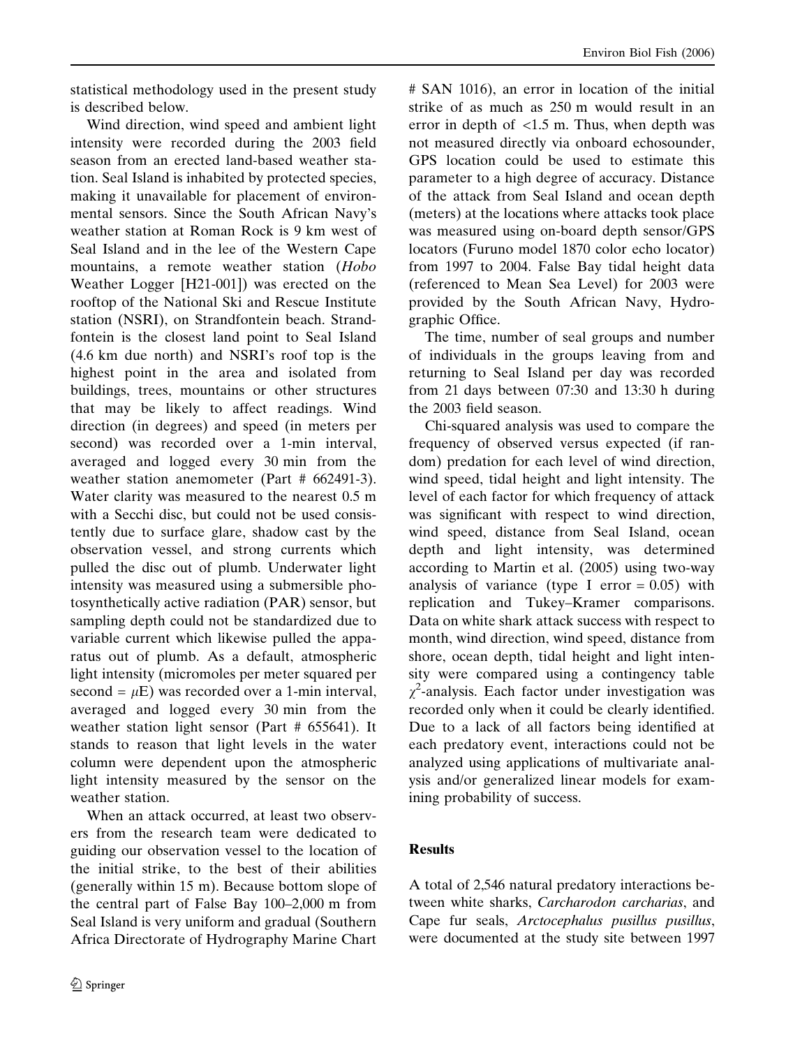statistical methodology used in the present study is described below.

Wind direction, wind speed and ambient light intensity were recorded during the 2003 field season from an erected land-based weather station. Seal Island is inhabited by protected species, making it unavailable for placement of environmental sensors. Since the South African Navy's weather station at Roman Rock is 9 km west of Seal Island and in the lee of the Western Cape mountains, a remote weather station (*Hobo* Weather Logger [H21-001]) was erected on the rooftop of the National Ski and Rescue Institute station (NSRI), on Strandfontein beach. Strandfontein is the closest land point to Seal Island (4.6 km due north) and NSRI's roof top is the highest point in the area and isolated from buildings, trees, mountains or other structures that may be likely to affect readings. Wind direction (in degrees) and speed (in meters per second) was recorded over a 1-min interval, averaged and logged every 30 min from the weather station anemometer (Part # 662491-3). Water clarity was measured to the nearest 0.5 m with a Secchi disc, but could not be used consistently due to surface glare, shadow cast by the observation vessel, and strong currents which pulled the disc out of plumb. Underwater light intensity was measured using a submersible photosynthetically active radiation (PAR) sensor, but sampling depth could not be standardized due to variable current which likewise pulled the apparatus out of plumb. As a default, atmospheric light intensity (micromoles per meter squared per second = $\mu$E) was recorded over a 1-min interval, averaged and logged every 30 min from the weather station light sensor (Part # 655641). It stands to reason that light levels in the water column were dependent upon the atmospheric light intensity measured by the sensor on the weather station.

When an attack occurred, at least two observers from the research team were dedicated to guiding our observation vessel to the location of the initial strike, to the best of their abilities (generally within 15 m). Because bottom slope of the central part of False Bay 100–2,000 m from Seal Island is very uniform and gradual (Southern Africa Directorate of Hydrography Marine Chart # SAN 1016), an error in location of the initial strike of as much as 250 m would result in an error in depth of <1.5 m. Thus, when depth was not measured directly via onboard echosounder, GPS location could be used to estimate this parameter to a high degree of accuracy. Distance of the attack from Seal Island and ocean depth (meters) at the locations where attacks took place was measured using on-board depth sensor/GPS locators (Furuno model 1870 color echo locator) from 1997 to 2004. False Bay tidal height data (referenced to Mean Sea Level) for 2003 were provided by the South African Navy, Hydrographic Office.

The time, number of seal groups and number of individuals in the groups leaving from and returning to Seal Island per day was recorded from 21 days between 07:30 and 13:30 h during the 2003 field season.

Chi-squared analysis was used to compare the frequency of observed versus expected (if random) predation for each level of wind direction, wind speed, tidal height and light intensity. The level of each factor for which frequency of attack was significant with respect to wind direction, wind speed, distance from Seal Island, ocean depth and light intensity, was determined according to Martin et al. (2005) using two-way analysis of variance (type I error = 0.05) with replication and Tukey–Kramer comparisons. Data on white shark attack success with respect to month, wind direction, wind speed, distance from shore, ocean depth, tidal height and light intensity were compared using a contingency table $\chi^2$-analysis. Each factor under investigation was recorded only when it could be clearly identified. Due to a lack of all factors being identified at each predatory event, interactions could not be analyzed using applications of multivariate analysis and/or generalized linear models for examining probability of success.

## Results

A total of 2,546 natural predatory interactions between white sharks, *Carcharodon carcharias*, and Cape fur seals, *Arctocephalus pusillus pusillus*, were documented at the study site between 1997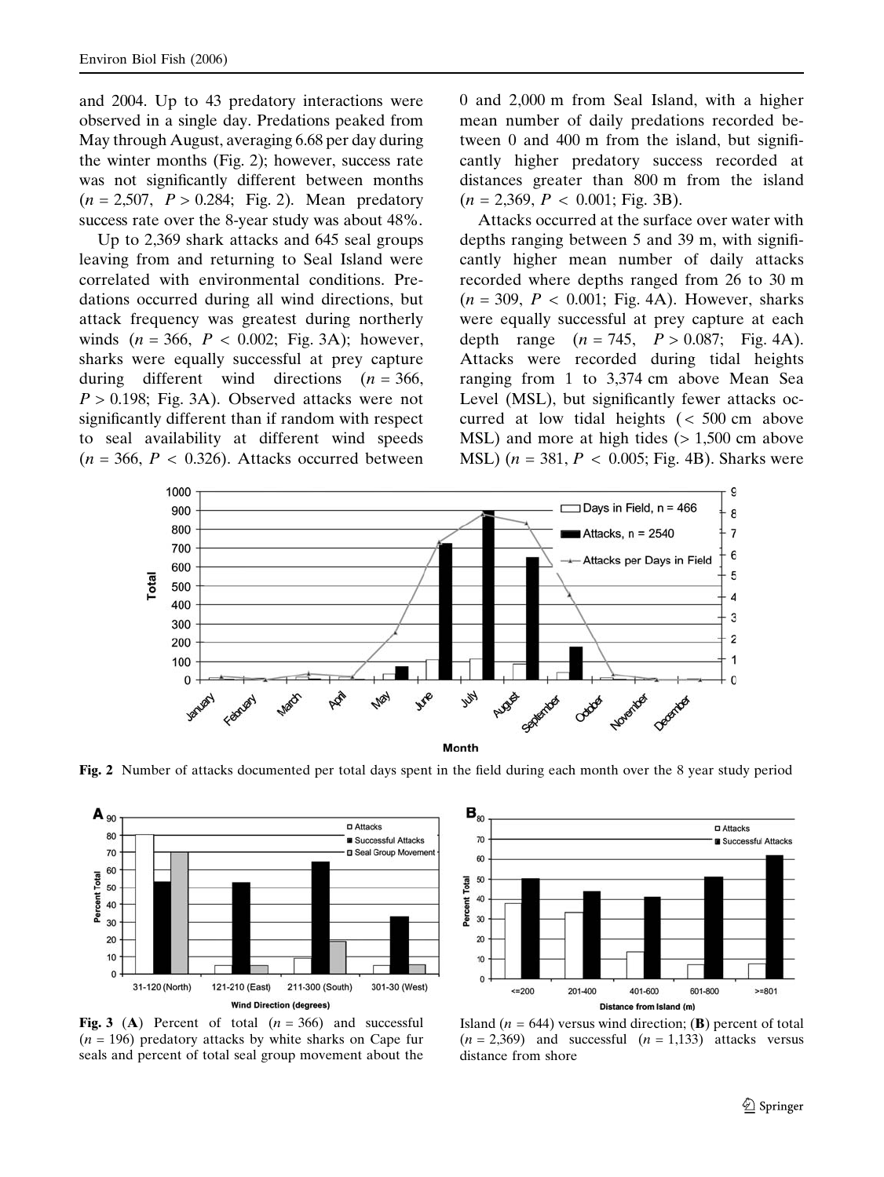and 2004. Up to 43 predatory interactions were observed in a single day. Predations peaked from May through August, averaging 6.68 per day during the winter months (Fig. 2); however, success rate was not significantly different between months ($n = 2{,}507$, $P > 0.284$; Fig. 2). Mean predatory success rate over the 8-year study was about 48%.

Up to 2,369 shark attacks and 645 seal groups leaving from and returning to Seal Island were correlated with environmental conditions. Predations occurred during all wind directions, but attack frequency was greatest during northerly winds ($n = 366$, $P < 0.002$; Fig. 3A); however, sharks were equally successful at prey capture during different wind directions ($n = 366$, $P > 0.198$; Fig. 3A). Observed attacks were not significantly different than if random with respect to seal availability at different wind speeds ($n = 366$, $P < 0.326$). Attacks occurred between 0 and 2,000 m from Seal Island, with a higher mean number of daily predations recorded between 0 and 400 m from the island, but significantly higher predatory success recorded at distances greater than 800 m from the island ($n = 2{,}369$, $P < 0.001$; Fig. 3B).

Attacks occurred at the surface over water with depths ranging between 5 and 39 m, with significantly higher mean number of daily attacks recorded where depths ranged from 26 to 30 m ($n = 309$, $P < 0.001$; Fig. 4A). However, sharks were equally successful at prey capture at each depth range ($n = 745$, $P > 0.087$; Fig. 4A). Attacks were recorded during tidal heights ranging from 1 to 3,374 cm above Mean Sea Level (MSL), but significantly fewer attacks occurred at low tidal heights (< 500 cm above MSL) and more at high tides (> 1,500 cm above MSL) ($n = 381$, $P < 0.005$; Fig. 4B). Sharks were

**Fig. 2** Number of attacks documented per total days spent in the field during each month over the 8 year study period

**Fig. 3** (**A**) Percent of total ($n = 366$) and successful ($n = 196$) predatory attacks by white sharks on Cape fur seals and percent of total seal group movement about the Island ($n = 644$) versus wind direction; (**B**) percent of total ($n = 2{,}369$) and successful ($n = 1{,}133$) attacks versus distance from shore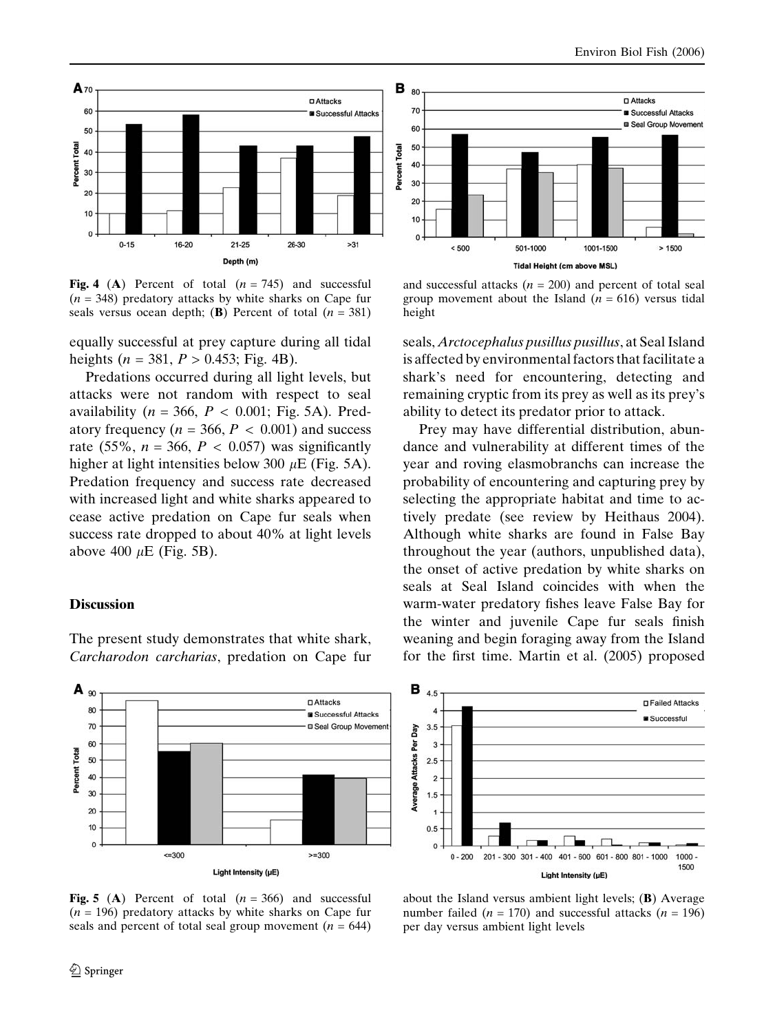equally successful at prey capture during all tidal heights ($n = 381$, $P > 0.453$; Fig. 4B).

Predations occurred during all light levels, but attacks were not random with respect to seal availability ($n = 366$, $P < 0.001$; Fig. 5A). Predatory frequency ($n = 366$, $P < 0.001$) and success rate (55%, $n = 366$, $P < 0.057$) was significantly higher at light intensities below 300 $\mu$E (Fig. 5A). Predation frequency and success rate decreased with increased light and white sharks appeared to cease active predation on Cape fur seals when success rate dropped to about 40% at light levels above 400 $\mu$E (Fig. 5B).

## Discussion

The present study demonstrates that white shark, *Carcharodon carcharias*, predation on Cape fur seals, *Arctocephalus pusillus pusillus*, at Seal Island is affected by environmental factors that facilitate a shark's need for encountering, detecting and remaining cryptic from its prey as well as its prey's ability to detect its predator prior to attack.

Prey may have differential distribution, abundance and vulnerability at different times of the year and roving elasmobranchs can increase the probability of encountering and capturing prey by selecting the appropriate habitat and time to actively predate (see review by Heithaus 2004). Although white sharks are found in False Bay throughout the year (authors, unpublished data), the onset of active predation by white sharks on seals at Seal Island coincides with when the warm-water predatory fishes leave False Bay for the winter and juvenile Cape fur seals finish weaning and begin foraging away from the Island for the first time. Martin et al. (2005) proposed

**Fig. 4** (**A**) Percent of total ($n = 745$) and successful ($n = 348$) predatory attacks by white sharks on Cape fur seals versus ocean depth; (**B**) Percent of total ($n = 381$) and successful attacks ($n = 200$) and percent of total seal group movement about the Island ($n = 616$) versus tidal height

**Fig. 5** (**A**) Percent of total ($n = 366$) and successful ($n = 196$) predatory attacks by white sharks on Cape fur seals and percent of total seal group movement ($n = 644$) about the Island versus ambient light levels; (**B**) Average number failed ($n = 170$) and successful attacks ($n = 196$) per day versus ambient light levels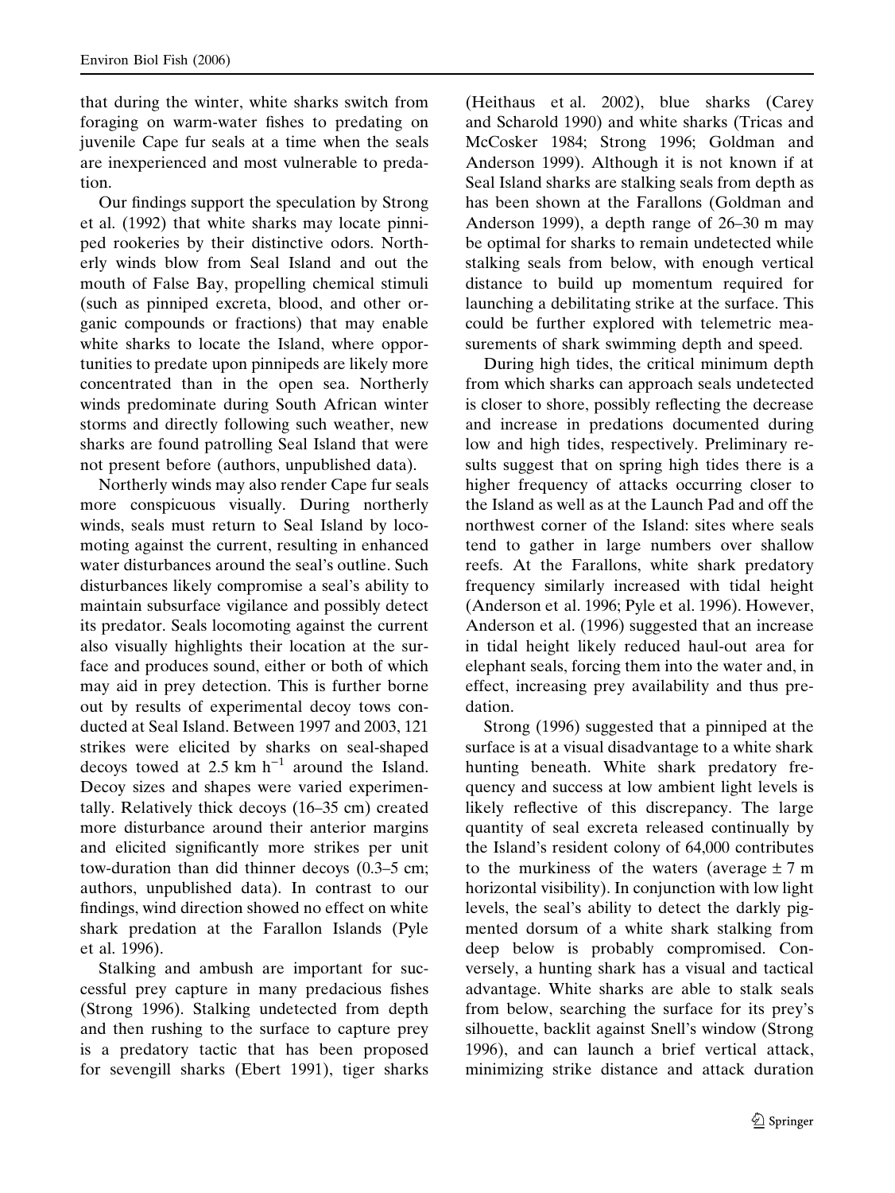that during the winter, white sharks switch from foraging on warm-water fishes to predating on juvenile Cape fur seals at a time when the seals are inexperienced and most vulnerable to predation.

Our findings support the speculation by Strong et al. (1992) that white sharks may locate pinniped rookeries by their distinctive odors. Northerly winds blow from Seal Island and out the mouth of False Bay, propelling chemical stimuli (such as pinniped excreta, blood, and other organic compounds or fractions) that may enable white sharks to locate the Island, where opportunities to predate upon pinnipeds are likely more concentrated than in the open sea. Northerly winds predominate during South African winter storms and directly following such weather, new sharks are found patrolling Seal Island that were not present before (authors, unpublished data).

Northerly winds may also render Cape fur seals more conspicuous visually. During northerly winds, seals must return to Seal Island by locomoting against the current, resulting in enhanced water disturbances around the seal's outline. Such disturbances likely compromise a seal's ability to maintain subsurface vigilance and possibly detect its predator. Seals locomoting against the current also visually highlights their location at the surface and produces sound, either or both of which may aid in prey detection. This is further borne out by results of experimental decoy tows conducted at Seal Island. Between 1997 and 2003, 121 strikes were elicited by sharks on seal-shaped decoys towed at 2.5 km $h^{-1}$ around the Island. Decoy sizes and shapes were varied experimentally. Relatively thick decoys (16–35 cm) created more disturbance around their anterior margins and elicited significantly more strikes per unit tow-duration than did thinner decoys (0.3–5 cm; authors, unpublished data). In contrast to our findings, wind direction showed no effect on white shark predation at the Farallon Islands (Pyle et al. 1996).

Stalking and ambush are important for successful prey capture in many predacious fishes (Strong 1996). Stalking undetected from depth and then rushing to the surface to capture prey is a predatory tactic that has been proposed for sevengill sharks (Ebert 1991), tiger sharks (Heithaus et al. 2002), blue sharks (Carey and Scharold 1990) and white sharks (Tricas and McCosker 1984; Strong 1996; Goldman and Anderson 1999). Although it is not known if at Seal Island sharks are stalking seals from depth as has been shown at the Farallons (Goldman and Anderson 1999), a depth range of 26–30 m may be optimal for sharks to remain undetected while stalking seals from below, with enough vertical distance to build up momentum required for launching a debilitating strike at the surface. This could be further explored with telemetric measurements of shark swimming depth and speed.

During high tides, the critical minimum depth from which sharks can approach seals undetected is closer to shore, possibly reflecting the decrease and increase in predations documented during low and high tides, respectively. Preliminary results suggest that on spring high tides there is a higher frequency of attacks occurring closer to the Island as well as at the Launch Pad and off the northwest corner of the Island: sites where seals tend to gather in large numbers over shallow reefs. At the Farallons, white shark predatory frequency similarly increased with tidal height (Anderson et al. 1996; Pyle et al. 1996). However, Anderson et al. (1996) suggested that an increase in tidal height likely reduced haul-out area for elephant seals, forcing them into the water and, in effect, increasing prey availability and thus predation.

Strong (1996) suggested that a pinniped at the surface is at a visual disadvantage to a white shark hunting beneath. White shark predatory frequency and success at low ambient light levels is likely reflective of this discrepancy. The large quantity of seal excreta released continually by the Island's resident colony of 64,000 contributes to the murkiness of the waters (average ± 7 m horizontal visibility). In conjunction with low light levels, the seal's ability to detect the darkly pigmented dorsum of a white shark stalking from deep below is probably compromised. Conversely, a hunting shark has a visual and tactical advantage. White sharks are able to stalk seals from below, searching the surface for its prey's silhouette, backlit against Snell's window (Strong 1996), and can launch a brief vertical attack, minimizing strike distance and attack duration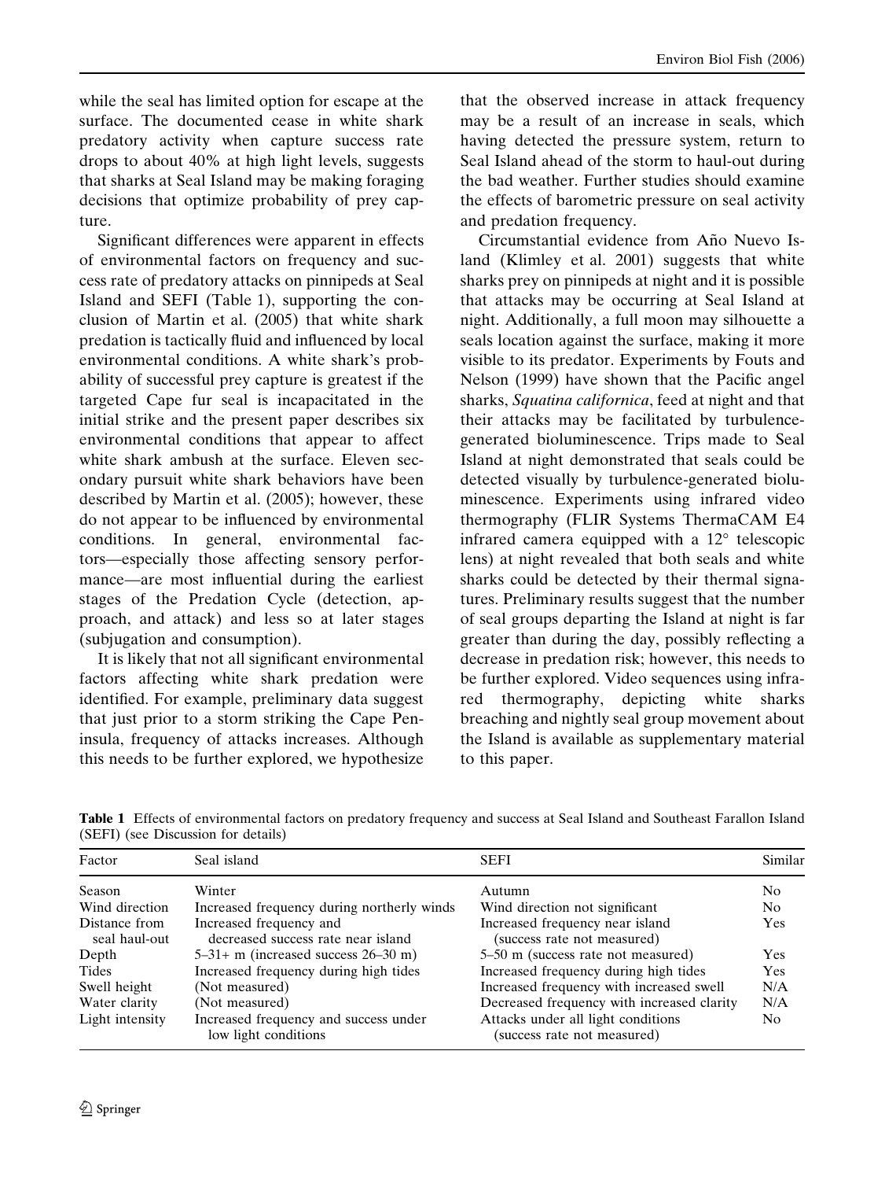while the seal has limited option for escape at the surface. The documented cease in white shark predatory activity when capture success rate drops to about 40% at high light levels, suggests that sharks at Seal Island may be making foraging decisions that optimize probability of prey capture.

Significant differences were apparent in effects of environmental factors on frequency and success rate of predatory attacks on pinnipeds at Seal Island and SEFI (Table 1), supporting the conclusion of Martin et al. (2005) that white shark predation is tactically fluid and influenced by local environmental conditions. A white shark's probability of successful prey capture is greatest if the targeted Cape fur seal is incapacitated in the initial strike and the present paper describes six environmental conditions that appear to affect white shark ambush at the surface. Eleven secondary pursuit white shark behaviors have been described by Martin et al. (2005); however, these do not appear to be influenced by environmental conditions. In general, environmental factors—especially those affecting sensory performance—are most influential during the earliest stages of the Predation Cycle (detection, approach, and attack) and less so at later stages (subjugation and consumption).

It is likely that not all significant environmental factors affecting white shark predation were identified. For example, preliminary data suggest that just prior to a storm striking the Cape Peninsula, frequency of attacks increases. Although this needs to be further explored, we hypothesize that the observed increase in attack frequency may be a result of an increase in seals, which having detected the pressure system, return to Seal Island ahead of the storm to haul-out during the bad weather. Further studies should examine the effects of barometric pressure on seal activity and predation frequency.

Circumstantial evidence from Año Nuevo Island (Klimley et al. 2001) suggests that white sharks prey on pinnipeds at night and it is possible that attacks may be occurring at Seal Island at night. Additionally, a full moon may silhouette a seals location against the surface, making it more visible to its predator. Experiments by Fouts and Nelson (1999) have shown that the Pacific angel sharks, *Squatina californica*, feed at night and that their attacks may be facilitated by turbulence-generated bioluminescence. Trips made to Seal Island at night demonstrated that seals could be detected visually by turbulence-generated bioluminescence. Experiments using infrared video thermography (FLIR Systems ThermaCAM E4 infrared camera equipped with a 12° telescopic lens) at night revealed that both seals and white sharks could be detected by their thermal signatures. Preliminary results suggest that the number of seal groups departing the Island at night is far greater than during the day, possibly reflecting a decrease in predation risk; however, this needs to be further explored. Video sequences using infrared thermography, depicting white sharks breaching and nightly seal group movement about the Island is available as supplementary material to this paper.

**Table 1** Effects of environmental factors on predatory frequency and success at Seal Island and Southeast Farallon Island (SEFI) (see Discussion for details)

| Factor | Seal island | SEFI | Similar |
|---|---|---|---|
| Season | Winter | Autumn | No |
| Wind direction | Increased frequency during northerly winds | Wind direction not significant | No |
| Distance from seal haul-out | Increased frequency and decreased success rate near island | Increased frequency near island (success rate not measured) | Yes |
| Depth | 5–31+ m (increased success 26–30 m) | 5–50 m (success rate not measured) | Yes |
| Tides | Increased frequency during high tides | Increased frequency during high tides | Yes |
| Swell height | (Not measured) | Increased frequency with increased swell | N/A |
| Water clarity | (Not measured) | Decreased frequency with increased clarity | N/A |
| Light intensity | Increased frequency and success under low light conditions | Attacks under all light conditions (success rate not measured) | No |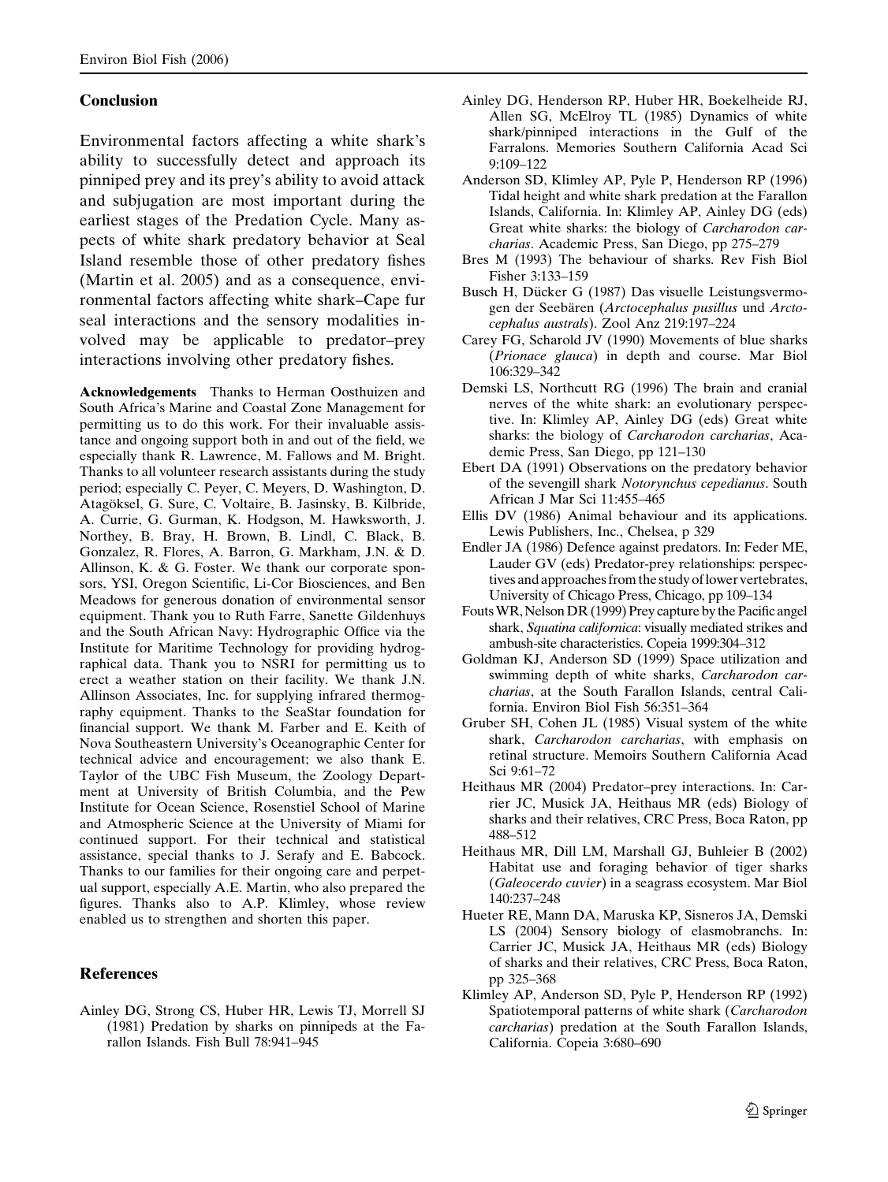## Conclusion

Environmental factors affecting a white shark's ability to successfully detect and approach its pinniped prey and its prey's ability to avoid attack and subjugation are most important during the earliest stages of the Predation Cycle. Many aspects of white shark predatory behavior at Seal Island resemble those of other predatory fishes (Martin et al. 2005) and as a consequence, environmental factors affecting white shark–Cape fur seal interactions and the sensory modalities involved may be applicable to predator–prey interactions involving other predatory fishes.

**Acknowledgements** Thanks to Herman Oosthuizen and South Africa's Marine and Coastal Zone Management for permitting us to do this work. For their invaluable assistance and ongoing support both in and out of the field, we especially thank R. Lawrence, M. Fallows and M. Bright. Thanks to all volunteer research assistants during the study period; especially C. Peyer, C. Meyers, D. Washington, D. Atagöksel, G. Sure, C. Voltaire, B. Jasinsky, B. Kilbride, A. Currie, G. Gurman, K. Hodgson, M. Hawksworth, J. Northey, B. Bray, H. Brown, B. Lindl, C. Black, B. Gonzalez, R. Flores, A. Barron, G. Markham, J.N. & D. Allinson, K. & G. Foster. We thank our corporate sponsors, YSI, Oregon Scientific, Li-Cor Biosciences, and Ben Meadows for generous donation of environmental sensor equipment. Thank you to Ruth Farre, Sanette Gildenhuys and the South African Navy: Hydrographic Office via the Institute for Maritime Technology for providing hydrographical data. Thank you to NSRI for permitting us to erect a weather station on their facility. We thank J.N. Allinson Associates, Inc. for supplying infrared thermography equipment. Thanks to the SeaStar foundation for financial support. We thank M. Farber and E. Keith of Nova Southeastern University's Oceanographic Center for technical advice and encouragement; we also thank E. Taylor of the UBC Fish Museum, the Zoology Department at University of British Columbia, and the Pew Institute for Ocean Science, Rosenstiel School of Marine and Atmospheric Science at the University of Miami for continued support. For their technical and statistical assistance, special thanks to J. Serafy and E. Babcock. Thanks to our families for their ongoing care and perpetual support, especially A.E. Martin, who also prepared the figures. Thanks also to A.P. Klimley, whose review enabled us to strengthen and shorten this paper.

## References

Ainley DG, Strong CS, Huber HR, Lewis TJ, Morrell SJ (1981) Predation by sharks on pinnipeds at the Farallon Islands. Fish Bull 78:941–945

Ainley DG, Henderson RP, Huber HR, Boekelheide RJ, Allen SG, McElroy TL (1985) Dynamics of white shark/pinniped interactions in the Gulf of the Farralons. Memories Southern California Acad Sci 9:109–122

Anderson SD, Klimley AP, Pyle P, Henderson RP (1996) Tidal height and white shark predation at the Farallon Islands, California. In: Klimley AP, Ainley DG (eds) Great white sharks: the biology of *Carcharodon carcharias*. Academic Press, San Diego, pp 275–279

Bres M (1993) The behaviour of sharks. Rev Fish Biol Fisher 3:133–159

Busch H, Dücker G (1987) Das visuelle Leistungsvermogen der Seebären (*Arctocephalus pusillus* und *Arctocephalus australs*). Zool Anz 219:197–224

Carey FG, Scharold JV (1990) Movements of blue sharks (*Prionace glauca*) in depth and course. Mar Biol 106:329–342

Demski LS, Northcutt RG (1996) The brain and cranial nerves of the white shark: an evolutionary perspective. In: Klimley AP, Ainley DG (eds) Great white sharks: the biology of *Carcharodon carcharias*, Academic Press, San Diego, pp 121–130

Ebert DA (1991) Observations on the predatory behavior of the sevengill shark *Notorynchus cepedianus*. South African J Mar Sci 11:455–465

Ellis DV (1986) Animal behaviour and its applications. Lewis Publishers, Inc., Chelsea, p 329

Endler JA (1986) Defence against predators. In: Feder ME, Lauder GV (eds) Predator-prey relationships: perspectives and approaches from the study of lower vertebrates, University of Chicago Press, Chicago, pp 109–134

Fouts WR, Nelson DR (1999) Prey capture by the Pacific angel shark, *Squatina californica*: visually mediated strikes and ambush-site characteristics. Copeia 1999:304–312

Goldman KJ, Anderson SD (1999) Space utilization and swimming depth of white sharks, *Carcharodon carcharias*, at the South Farallon Islands, central California. Environ Biol Fish 56:351–364

Gruber SH, Cohen JL (1985) Visual system of the white shark, *Carcharodon carcharias*, with emphasis on retinal structure. Memoirs Southern California Acad Sci 9:61–72

Heithaus MR (2004) Predator–prey interactions. In: Carrier JC, Musick JA, Heithaus MR (eds) Biology of sharks and their relatives, CRC Press, Boca Raton, pp 488–512

Heithaus MR, Dill LM, Marshall GJ, Buhleier B (2002) Habitat use and foraging behavior of tiger sharks (*Galeocerdo cuvier*) in a seagrass ecosystem. Mar Biol 140:237–248

Hueter RE, Mann DA, Maruska KP, Sisneros JA, Demski LS (2004) Sensory biology of elasmobranchs. In: Carrier JC, Musick JA, Heithaus MR (eds) Biology of sharks and their relatives, CRC Press, Boca Raton, pp 325–368

Klimley AP, Anderson SD, Pyle P, Henderson RP (1992) Spatiotemporal patterns of white shark (*Carcharodon carcharias*) predation at the South Farallon Islands, California. Copeia 3:680–690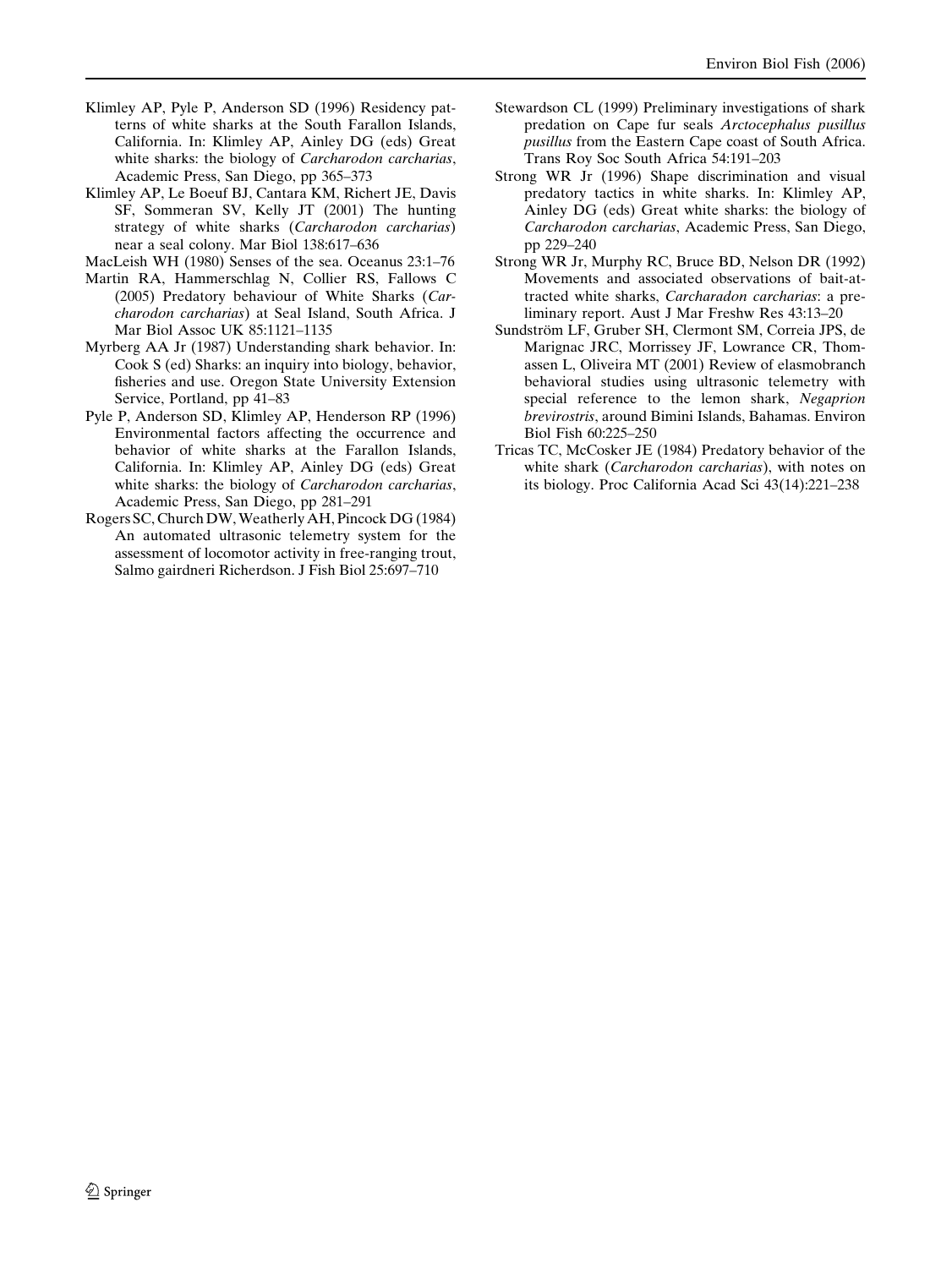Klimley AP, Pyle P, Anderson SD (1996) Residency patterns of white sharks at the South Farallon Islands, California. In: Klimley AP, Ainley DG (eds) Great white sharks: the biology of *Carcharodon carcharias*, Academic Press, San Diego, pp 365–373

Klimley AP, Le Boeuf BJ, Cantara KM, Richert JE, Davis SF, Sommeran SV, Kelly JT (2001) The hunting strategy of white sharks (*Carcharodon carcharias*) near a seal colony. Mar Biol 138:617–636

MacLeish WH (1980) Senses of the sea. Oceanus 23:1–76

Martin RA, Hammerschlag N, Collier RS, Fallows C (2005) Predatory behaviour of White Sharks (*Carcharodon carcharias*) at Seal Island, South Africa. J Mar Biol Assoc UK 85:1121–1135

Myrberg AA Jr (1987) Understanding shark behavior. In: Cook S (ed) Sharks: an inquiry into biology, behavior, fisheries and use. Oregon State University Extension Service, Portland, pp 41–83

Pyle P, Anderson SD, Klimley AP, Henderson RP (1996) Environmental factors affecting the occurrence and behavior of white sharks at the Farallon Islands, California. In: Klimley AP, Ainley DG (eds) Great white sharks: the biology of *Carcharodon carcharias*, Academic Press, San Diego, pp 281–291

Rogers SC, Church DW, Weatherly AH, Pincock DG (1984) An automated ultrasonic telemetry system for the assessment of locomotor activity in free-ranging trout, Salmo gairdneri Richerdson. J Fish Biol 25:697–710

Stewardson CL (1999) Preliminary investigations of shark predation on Cape fur seals *Arctocephalus pusillus pusillus* from the Eastern Cape coast of South Africa. Trans Roy Soc South Africa 54:191–203

Strong WR Jr (1996) Shape discrimination and visual predatory tactics in white sharks. In: Klimley AP, Ainley DG (eds) Great white sharks: the biology of *Carcharodon carcharias*, Academic Press, San Diego, pp 229–240

Strong WR Jr, Murphy RC, Bruce BD, Nelson DR (1992) Movements and associated observations of bait-attracted white sharks, *Carcharadon carcharias*: a preliminary report. Aust J Mar Freshw Res 43:13–20

Sundström LF, Gruber SH, Clermont SM, Correia JPS, de Marignac JRC, Morrissey JF, Lowrance CR, Thomassen L, Oliveira MT (2001) Review of elasmobranch behavioral studies using ultrasonic telemetry with special reference to the lemon shark, *Negaprion brevirostris*, around Bimini Islands, Bahamas. Environ Biol Fish 60:225–250

Tricas TC, McCosker JE (1984) Predatory behavior of the white shark (*Carcharodon carcharias*), with notes on its biology. Proc California Acad Sci 43(14):221–238